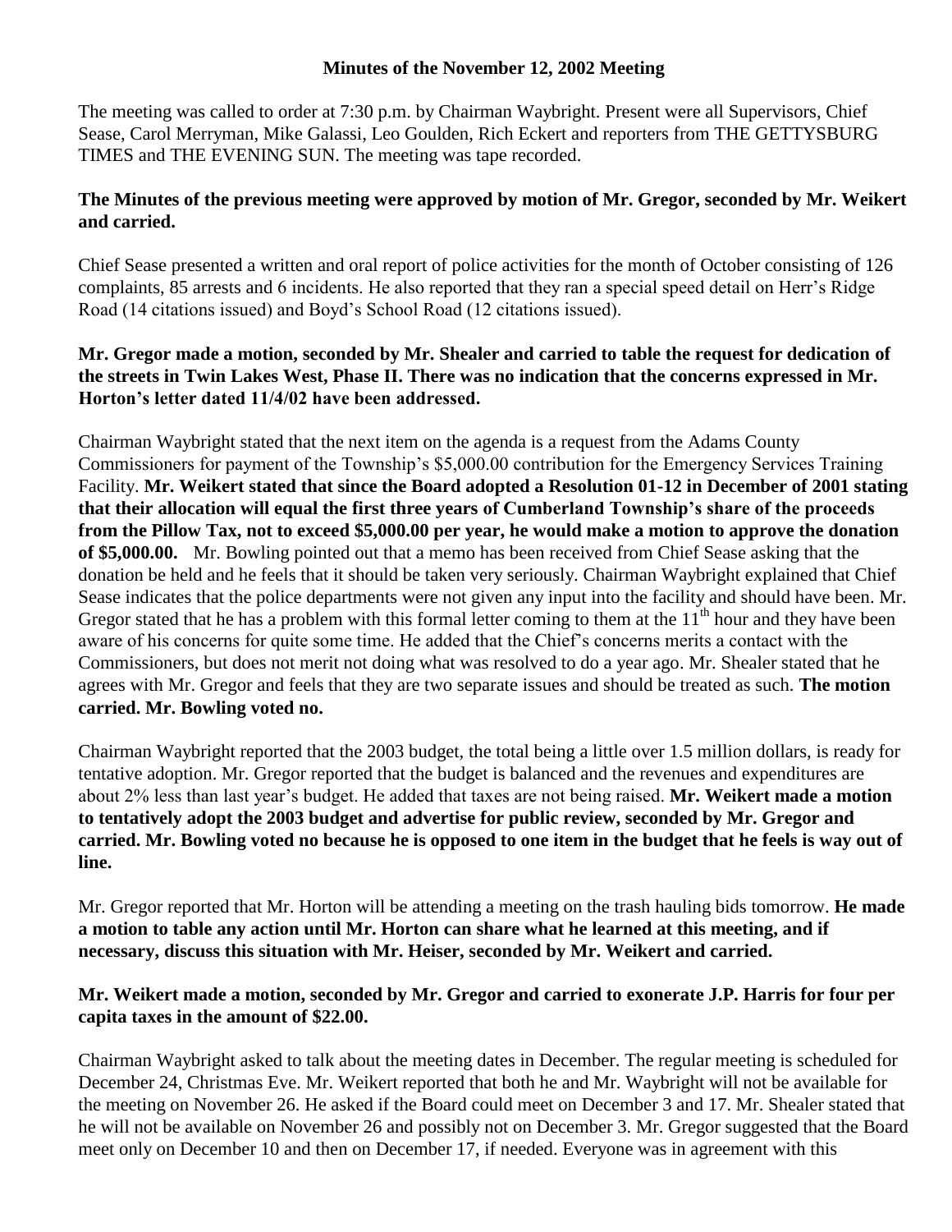# Minutes of the November 12, 2002 Meeting

The meeting was called to order at 7:30 p.m. by Chairman Waybright. Present were all Supervisors, Chief Sease, Carol Merryman, Mike Galassi, Leo Goulden, Rich Eckert and reporters from THE GETTYSBURG TIMES and THE EVENING SUN. The meeting was tape recorded.

**The Minutes of the previous meeting were approved by motion of Mr. Gregor, seconded by Mr. Weikert and carried.**

Chief Sease presented a written and oral report of police activities for the month of October consisting of 126 complaints, 85 arrests and 6 incidents. He also reported that they ran a special speed detail on Herr's Ridge Road (14 citations issued) and Boyd's School Road (12 citations issued).

**Mr. Gregor made a motion, seconded by Mr. Shealer and carried to table the request for dedication of the streets in Twin Lakes West, Phase II. There was no indication that the concerns expressed in Mr. Horton's letter dated 11/4/02 have been addressed.**

Chairman Waybright stated that the next item on the agenda is a request from the Adams County Commissioners for payment of the Township's $5,000.00 contribution for the Emergency Services Training Facility. **Mr. Weikert stated that since the Board adopted a Resolution 01-12 in December of 2001 stating that their allocation will equal the first three years of Cumberland Township's share of the proceeds from the Pillow Tax, not to exceed $5,000.00 per year, he would make a motion to approve the donation of $5,000.00.** Mr. Bowling pointed out that a memo has been received from Chief Sease asking that the donation be held and he feels that it should be taken very seriously. Chairman Waybright explained that Chief Sease indicates that the police departments were not given any input into the facility and should have been. Mr. Gregor stated that he has a problem with this formal letter coming to them at the 11th hour and they have been aware of his concerns for quite some time. He added that the Chief's concerns merits a contact with the Commissioners, but does not merit not doing what was resolved to do a year ago. Mr. Shealer stated that he agrees with Mr. Gregor and feels that they are two separate issues and should be treated as such. **The motion carried. Mr. Bowling voted no.**

Chairman Waybright reported that the 2003 budget, the total being a little over 1.5 million dollars, is ready for tentative adoption. Mr. Gregor reported that the budget is balanced and the revenues and expenditures are about 2% less than last year's budget. He added that taxes are not being raised. **Mr. Weikert made a motion to tentatively adopt the 2003 budget and advertise for public review, seconded by Mr. Gregor and carried. Mr. Bowling voted no because he is opposed to one item in the budget that he feels is way out of line.**

Mr. Gregor reported that Mr. Horton will be attending a meeting on the trash hauling bids tomorrow. **He made a motion to table any action until Mr. Horton can share what he learned at this meeting, and if necessary, discuss this situation with Mr. Heiser, seconded by Mr. Weikert and carried.**

**Mr. Weikert made a motion, seconded by Mr. Gregor and carried to exonerate J.P. Harris for four per capita taxes in the amount of $22.00.**

Chairman Waybright asked to talk about the meeting dates in December. The regular meeting is scheduled for December 24, Christmas Eve. Mr. Weikert reported that both he and Mr. Waybright will not be available for the meeting on November 26. He asked if the Board could meet on December 3 and 17. Mr. Shealer stated that he will not be available on November 26 and possibly not on December 3. Mr. Gregor suggested that the Board meet only on December 10 and then on December 17, if needed. Everyone was in agreement with this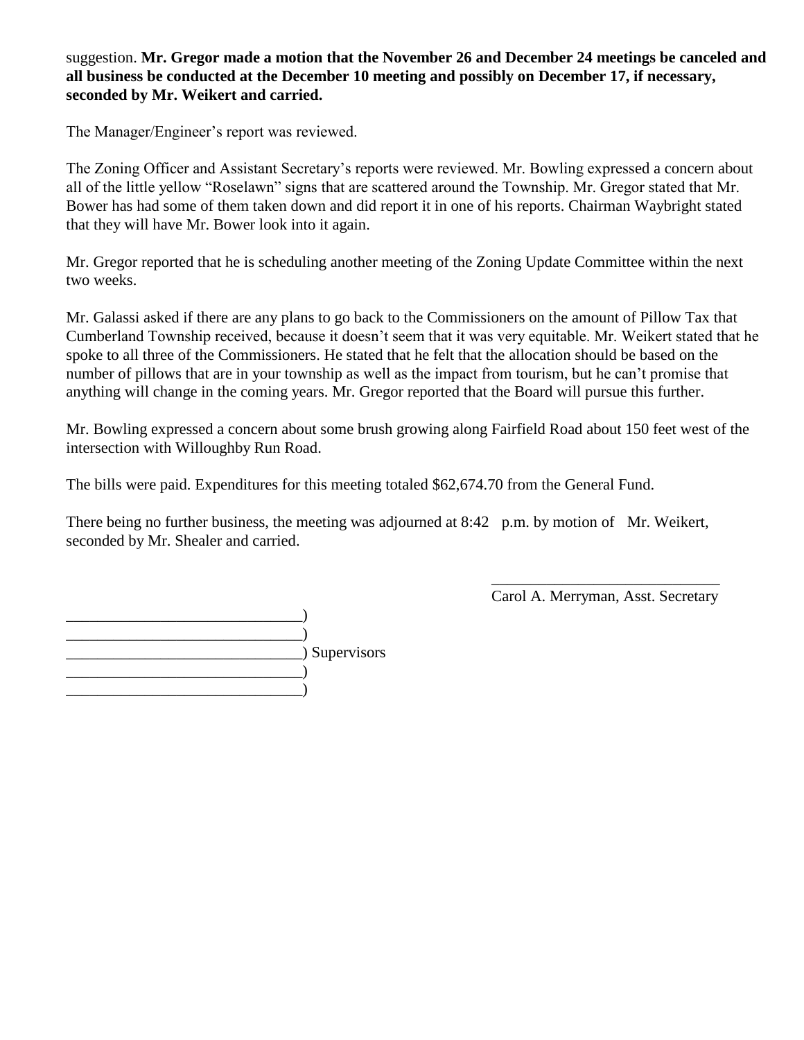suggestion. **Mr. Gregor made a motion that the November 26 and December 24 meetings be canceled and all business be conducted at the December 10 meeting and possibly on December 17, if necessary, seconded by Mr. Weikert and carried.**

The Manager/Engineer's report was reviewed.

The Zoning Officer and Assistant Secretary's reports were reviewed. Mr. Bowling expressed a concern about all of the little yellow "Roselawn" signs that are scattered around the Township. Mr. Gregor stated that Mr. Bower has had some of them taken down and did report it in one of his reports. Chairman Waybright stated that they will have Mr. Bower look into it again.

Mr. Gregor reported that he is scheduling another meeting of the Zoning Update Committee within the next two weeks.

Mr. Galassi asked if there are any plans to go back to the Commissioners on the amount of Pillow Tax that Cumberland Township received, because it doesn't seem that it was very equitable. Mr. Weikert stated that he spoke to all three of the Commissioners. He stated that he felt that the allocation should be based on the number of pillows that are in your township as well as the impact from tourism, but he can't promise that anything will change in the coming years. Mr. Gregor reported that the Board will pursue this further.

Mr. Bowling expressed a concern about some brush growing along Fairfield Road about 150 feet west of the intersection with Willoughby Run Road.

The bills were paid. Expenditures for this meeting totaled $62,674.70 from the General Fund.

There being no further business, the meeting was adjourned at 8:42 p.m. by motion of Mr. Weikert, seconded by Mr. Shealer and carried.

______________________________
Carol A. Merryman, Asst. Secretary

______________________________)
______________________________)
______________________________) Supervisors
______________________________)
______________________________)